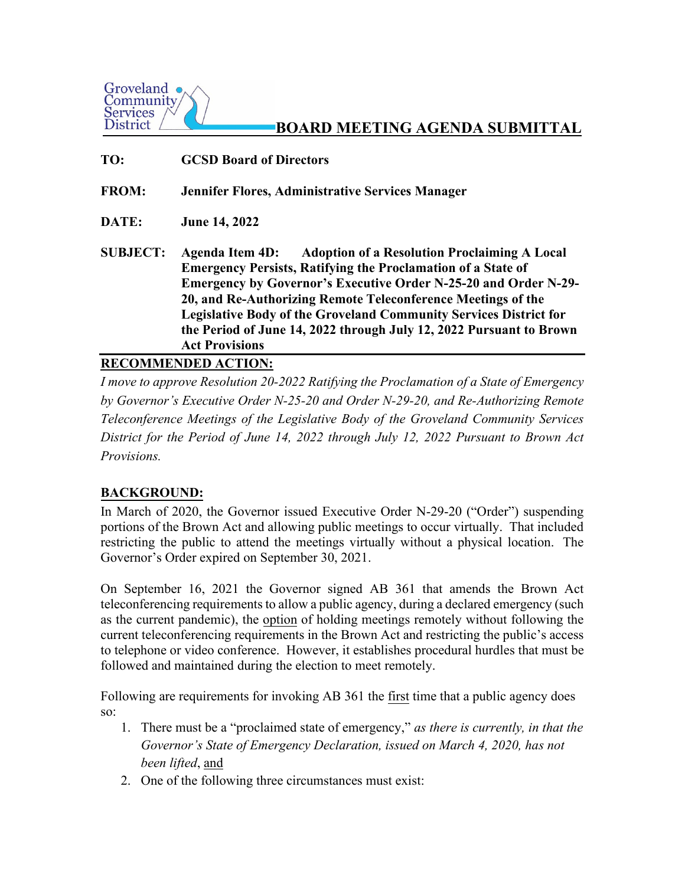Groveland Community Services District

# BOARD MEETING AGENDA SUBMITTAL

**TO:** **GCSD Board of Directors**

**FROM:** **Jennifer Flores, Administrative Services Manager**

**DATE:** **June 14, 2022**

**SUBJECT:** **Agenda Item 4D: Adoption of a Resolution Proclaiming A Local Emergency Persists, Ratifying the Proclamation of a State of Emergency by Governor's Executive Order N-25-20 and Order N-29-20, and Re-Authorizing Remote Teleconference Meetings of the Legislative Body of the Groveland Community Services District for the Period of June 14, 2022 through July 12, 2022 Pursuant to Brown Act Provisions**

## RECOMMENDED ACTION:

*I move to approve Resolution 20-2022 Ratifying the Proclamation of a State of Emergency by Governor's Executive Order N-25-20 and Order N-29-20, and Re-Authorizing Remote Teleconference Meetings of the Legislative Body of the Groveland Community Services District for the Period of June 14, 2022 through July 12, 2022 Pursuant to Brown Act Provisions.*

## BACKGROUND:

In March of 2020, the Governor issued Executive Order N-29-20 ("Order") suspending portions of the Brown Act and allowing public meetings to occur virtually. That included restricting the public to attend the meetings virtually without a physical location. The Governor's Order expired on September 30, 2021.

On September 16, 2021 the Governor signed AB 361 that amends the Brown Act teleconferencing requirements to allow a public agency, during a declared emergency (such as the current pandemic), the option of holding meetings remotely without following the current teleconferencing requirements in the Brown Act and restricting the public's access to telephone or video conference. However, it establishes procedural hurdles that must be followed and maintained during the election to meet remotely.

Following are requirements for invoking AB 361 the first time that a public agency does so:

1. There must be a "proclaimed state of emergency," *as there is currently, in that the Governor's State of Emergency Declaration, issued on March 4, 2020, has not been lifted*, and
2. One of the following three circumstances must exist: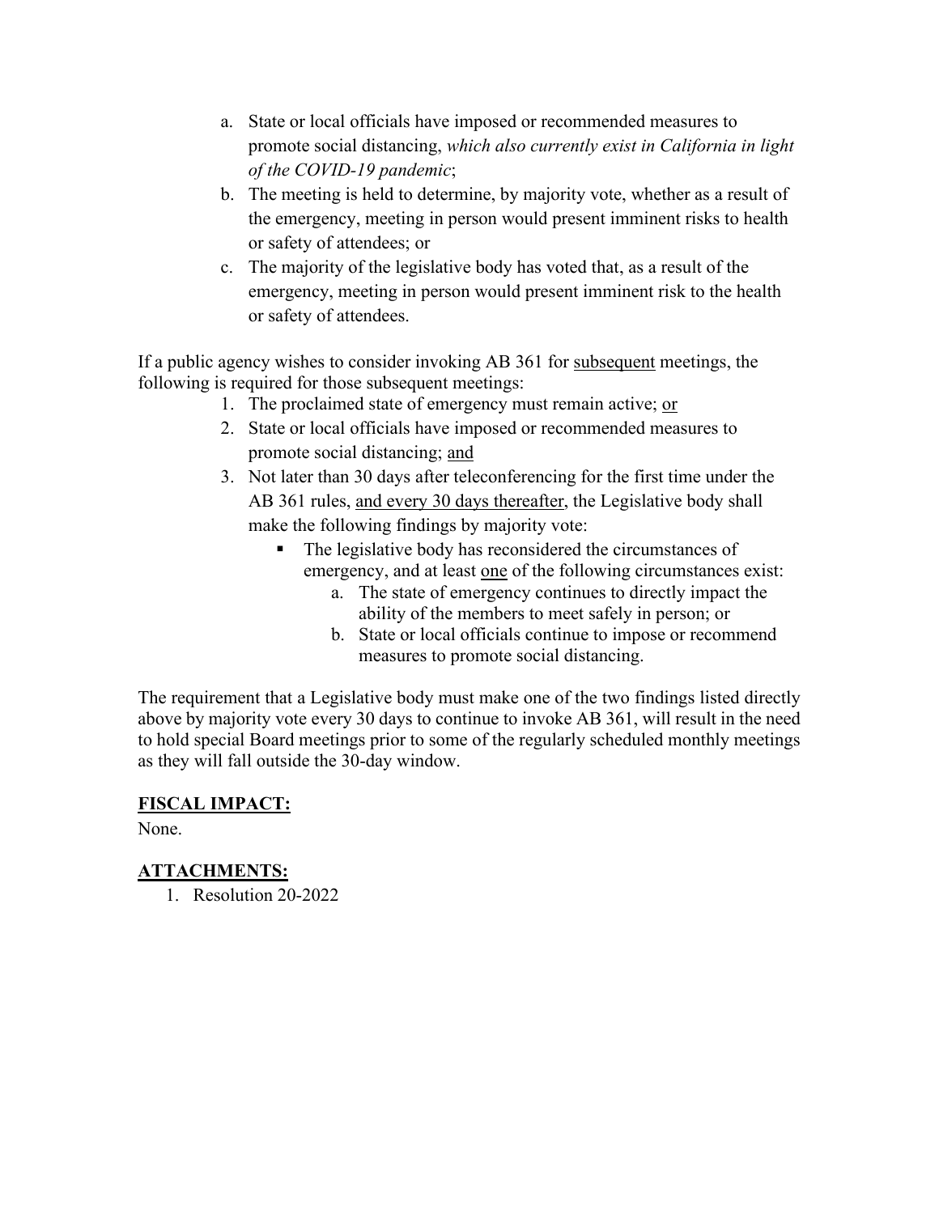a. State or local officials have imposed or recommended measures to promote social distancing, *which also currently exist in California in light of the COVID-19 pandemic*;
b. The meeting is held to determine, by majority vote, whether as a result of the emergency, meeting in person would present imminent risks to health or safety of attendees; or
c. The majority of the legislative body has voted that, as a result of the emergency, meeting in person would present imminent risk to the health or safety of attendees.

If a public agency wishes to consider invoking AB 361 for <u>subsequent</u> meetings, the following is required for those subsequent meetings:

1. The proclaimed state of emergency must remain active; <u>or</u>
2. State or local officials have imposed or recommended measures to promote social distancing; <u>and</u>
3. Not later than 30 days after teleconferencing for the first time under the AB 361 rules, <u>and every 30 days thereafter</u>, the Legislative body shall make the following findings by majority vote:
   - The legislative body has reconsidered the circumstances of emergency, and at least <u>one</u> of the following circumstances exist:
     a. The state of emergency continues to directly impact the ability of the members to meet safely in person; or
     b. State or local officials continue to impose or recommend measures to promote social distancing.

The requirement that a Legislative body must make one of the two findings listed directly above by majority vote every 30 days to continue to invoke AB 361, will result in the need to hold special Board meetings prior to some of the regularly scheduled monthly meetings as they will fall outside the 30-day window.

## FISCAL IMPACT:

None.

## ATTACHMENTS:

1. Resolution 20-2022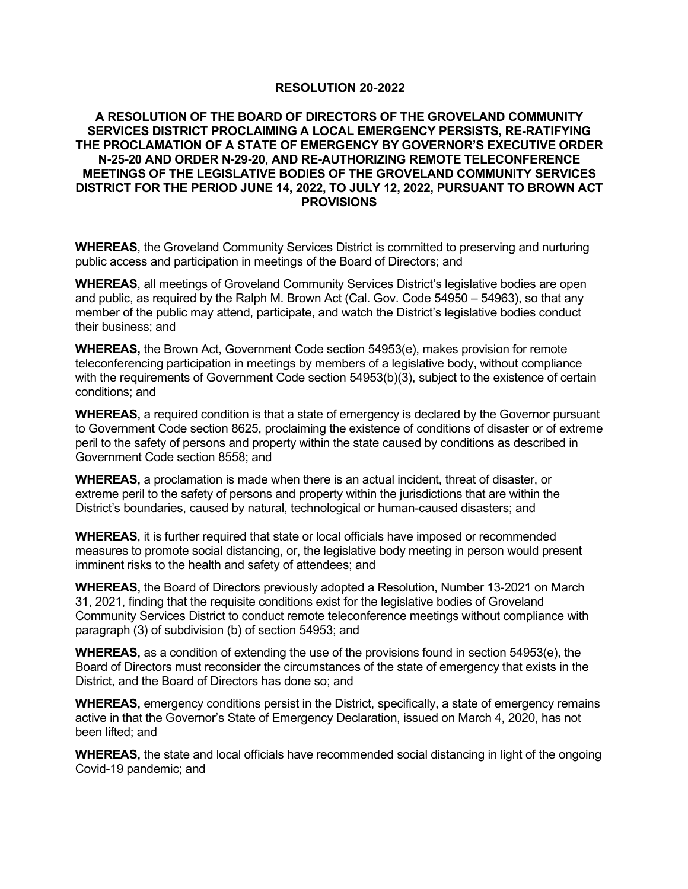**RESOLUTION 20-2022**

**A RESOLUTION OF THE BOARD OF DIRECTORS OF THE GROVELAND COMMUNITY SERVICES DISTRICT PROCLAIMING A LOCAL EMERGENCY PERSISTS, RE-RATIFYING THE PROCLAMATION OF A STATE OF EMERGENCY BY GOVERNOR'S EXECUTIVE ORDER N-25-20 AND ORDER N-29-20, AND RE-AUTHORIZING REMOTE TELECONFERENCE MEETINGS OF THE LEGISLATIVE BODIES OF THE GROVELAND COMMUNITY SERVICES DISTRICT FOR THE PERIOD JUNE 14, 2022, TO JULY 12, 2022, PURSUANT TO BROWN ACT PROVISIONS**

**WHEREAS**, the Groveland Community Services District is committed to preserving and nurturing public access and participation in meetings of the Board of Directors; and

**WHEREAS**, all meetings of Groveland Community Services District's legislative bodies are open and public, as required by the Ralph M. Brown Act (Cal. Gov. Code 54950 – 54963), so that any member of the public may attend, participate, and watch the District's legislative bodies conduct their business; and

**WHEREAS,** the Brown Act, Government Code section 54953(e), makes provision for remote teleconferencing participation in meetings by members of a legislative body, without compliance with the requirements of Government Code section 54953(b)(3), subject to the existence of certain conditions; and

**WHEREAS,** a required condition is that a state of emergency is declared by the Governor pursuant to Government Code section 8625, proclaiming the existence of conditions of disaster or of extreme peril to the safety of persons and property within the state caused by conditions as described in Government Code section 8558; and

**WHEREAS,** a proclamation is made when there is an actual incident, threat of disaster, or extreme peril to the safety of persons and property within the jurisdictions that are within the District's boundaries, caused by natural, technological or human-caused disasters; and

**WHEREAS**, it is further required that state or local officials have imposed or recommended measures to promote social distancing, or, the legislative body meeting in person would present imminent risks to the health and safety of attendees; and

**WHEREAS,** the Board of Directors previously adopted a Resolution, Number 13-2021 on March 31, 2021, finding that the requisite conditions exist for the legislative bodies of Groveland Community Services District to conduct remote teleconference meetings without compliance with paragraph (3) of subdivision (b) of section 54953; and

**WHEREAS,** as a condition of extending the use of the provisions found in section 54953(e), the Board of Directors must reconsider the circumstances of the state of emergency that exists in the District, and the Board of Directors has done so; and

**WHEREAS,** emergency conditions persist in the District, specifically, a state of emergency remains active in that the Governor's State of Emergency Declaration, issued on March 4, 2020, has not been lifted; and

**WHEREAS,** the state and local officials have recommended social distancing in light of the ongoing Covid-19 pandemic; and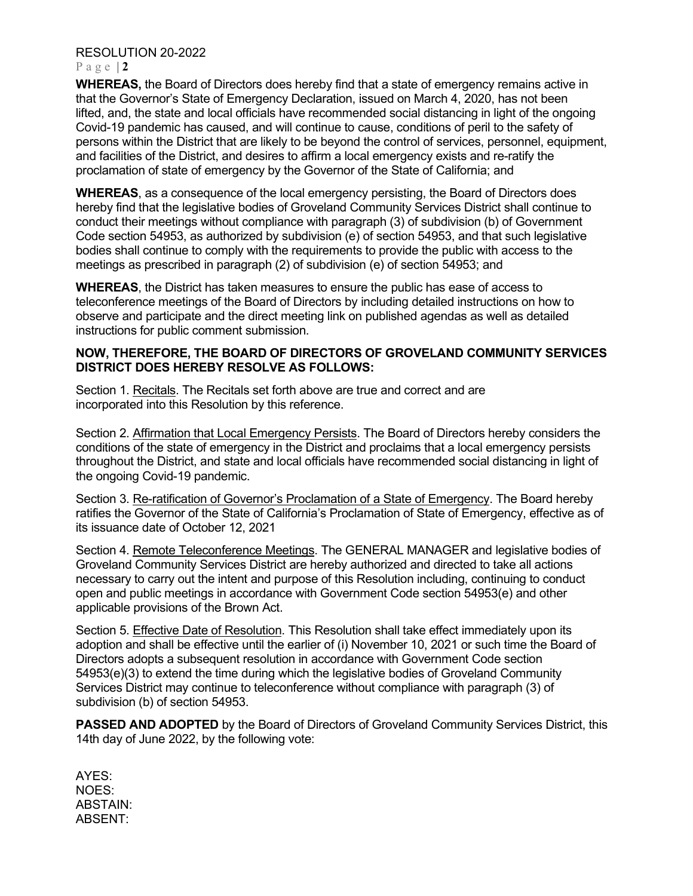**WHEREAS,** the Board of Directors does hereby find that a state of emergency remains active in that the Governor's State of Emergency Declaration, issued on March 4, 2020, has not been lifted, and, the state and local officials have recommended social distancing in light of the ongoing Covid-19 pandemic has caused, and will continue to cause, conditions of peril to the safety of persons within the District that are likely to be beyond the control of services, personnel, equipment, and facilities of the District, and desires to affirm a local emergency exists and re-ratify the proclamation of state of emergency by the Governor of the State of California; and

**WHEREAS**, as a consequence of the local emergency persisting, the Board of Directors does hereby find that the legislative bodies of Groveland Community Services District shall continue to conduct their meetings without compliance with paragraph (3) of subdivision (b) of Government Code section 54953, as authorized by subdivision (e) of section 54953, and that such legislative bodies shall continue to comply with the requirements to provide the public with access to the meetings as prescribed in paragraph (2) of subdivision (e) of section 54953; and

**WHEREAS**, the District has taken measures to ensure the public has ease of access to teleconference meetings of the Board of Directors by including detailed instructions on how to observe and participate and the direct meeting link on published agendas as well as detailed instructions for public comment submission.

**NOW, THEREFORE, THE BOARD OF DIRECTORS OF GROVELAND COMMUNITY SERVICES DISTRICT DOES HEREBY RESOLVE AS FOLLOWS:**

Section 1. Recitals. The Recitals set forth above are true and correct and are incorporated into this Resolution by this reference.

Section 2. Affirmation that Local Emergency Persists. The Board of Directors hereby considers the conditions of the state of emergency in the District and proclaims that a local emergency persists throughout the District, and state and local officials have recommended social distancing in light of the ongoing Covid-19 pandemic.

Section 3. Re-ratification of Governor's Proclamation of a State of Emergency. The Board hereby ratifies the Governor of the State of California's Proclamation of State of Emergency, effective as of its issuance date of October 12, 2021

Section 4. Remote Teleconference Meetings. The GENERAL MANAGER and legislative bodies of Groveland Community Services District are hereby authorized and directed to take all actions necessary to carry out the intent and purpose of this Resolution including, continuing to conduct open and public meetings in accordance with Government Code section 54953(e) and other applicable provisions of the Brown Act.

Section 5. Effective Date of Resolution. This Resolution shall take effect immediately upon its adoption and shall be effective until the earlier of (i) November 10, 2021 or such time the Board of Directors adopts a subsequent resolution in accordance with Government Code section 54953(e)(3) to extend the time during which the legislative bodies of Groveland Community Services District may continue to teleconference without compliance with paragraph (3) of subdivision (b) of section 54953.

**PASSED AND ADOPTED** by the Board of Directors of Groveland Community Services District, this 14th day of June 2022, by the following vote:

AYES:
NOES:
ABSTAIN:
ABSENT: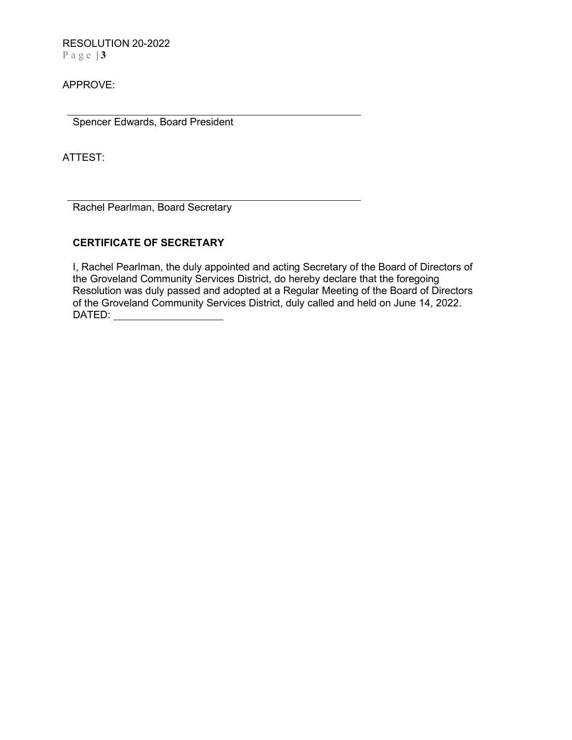APPROVE:

\_\_\_\_\_\_\_\_\_\_\_\_\_\_\_\_\_\_\_\_\_\_\_\_\_\_\_\_\_\_\_\_\_\_\_\_\_\_\_\_\_\_\_\_

Spencer Edwards, Board President

ATTEST:

\_\_\_\_\_\_\_\_\_\_\_\_\_\_\_\_\_\_\_\_\_\_\_\_\_\_\_\_\_\_\_\_\_\_\_\_\_\_\_\_\_\_\_\_

Rachel Pearlman, Board Secretary

**CERTIFICATE OF SECRETARY**

I, Rachel Pearlman, the duly appointed and acting Secretary of the Board of Directors of the Groveland Community Services District, do hereby declare that the foregoing Resolution was duly passed and adopted at a Regular Meeting of the Board of Directors of the Groveland Community Services District, duly called and held on June 14, 2022.
DATED: \_\_\_\_\_\_\_\_\_\_\_\_\_\_\_\_\_\_\_\_